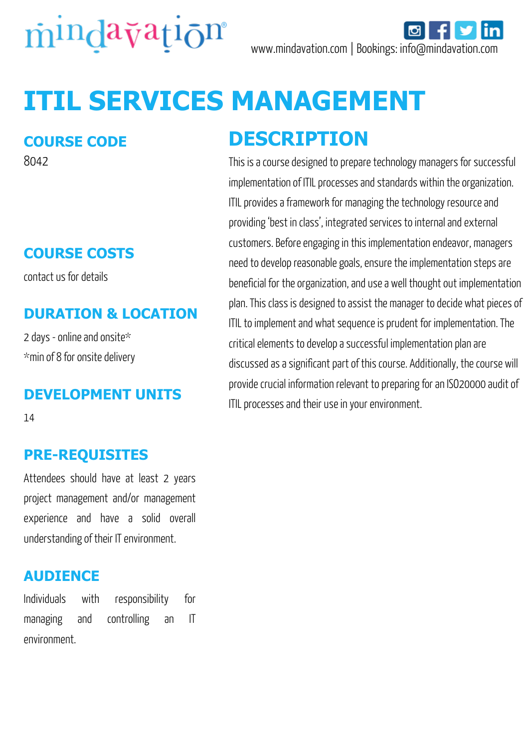mindavation

www.mindavation.com | Bookings: info@mindavation.com

# ITIL SERVICES MANAGEMENT

## COURSE CODE

8042

## COURSE COSTS

contact us for details

## DURATION & LOCATION

2 days - online and onsite*
*min of 8 for onsite delivery

## DEVELOPMENT UNITS

14

## PRE-REQUISITES

Attendees should have at least 2 years project management and/or management experience and have a solid overall understanding of their IT environment.

## AUDIENCE

Individuals with responsibility for managing and controlling an IT environment.

## DESCRIPTION

This is a course designed to prepare technology managers for successful implementation of ITIL processes and standards within the organization. ITIL provides a framework for managing the technology resource and providing 'best in class', integrated services to internal and external customers. Before engaging in this implementation endeavor, managers need to develop reasonable goals, ensure the implementation steps are beneficial for the organization, and use a well thought out implementation plan. This class is designed to assist the manager to decide what pieces of ITIL to implement and what sequence is prudent for implementation. The critical elements to develop a successful implementation plan are discussed as a significant part of this course. Additionally, the course will provide crucial information relevant to preparing for an ISO20000 audit of ITIL processes and their use in your environment.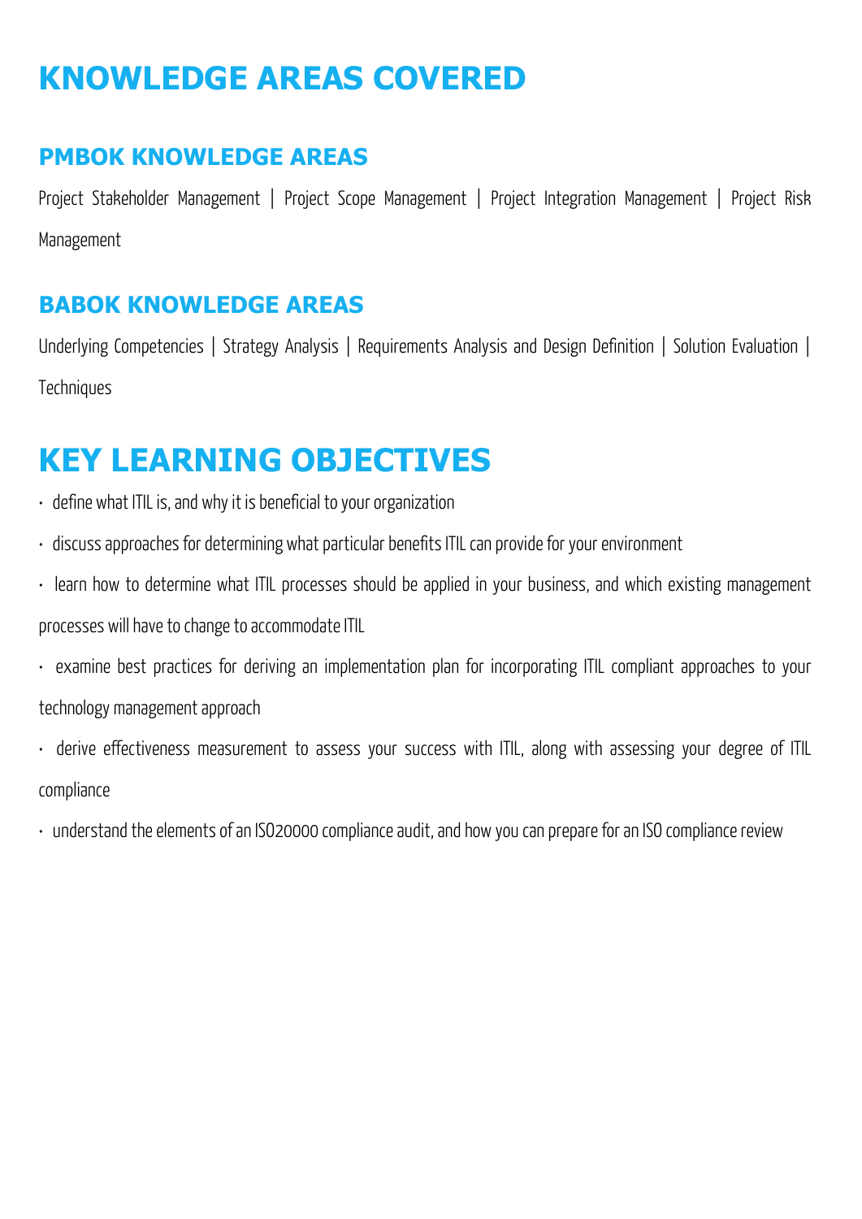# KNOWLEDGE AREAS COVERED

## PMBOK KNOWLEDGE AREAS

Project Stakeholder Management | Project Scope Management | Project Integration Management | Project Risk Management

## BABOK KNOWLEDGE AREAS

Underlying Competencies | Strategy Analysis | Requirements Analysis and Design Definition | Solution Evaluation | Techniques

# KEY LEARNING OBJECTIVES

- define what ITIL is, and why it is beneficial to your organization
- discuss approaches for determining what particular benefits ITIL can provide for your environment
- learn how to determine what ITIL processes should be applied in your business, and which existing management processes will have to change to accommodate ITIL
- examine best practices for deriving an implementation plan for incorporating ITIL compliant approaches to your technology management approach
- derive effectiveness measurement to assess your success with ITIL, along with assessing your degree of ITIL compliance
- understand the elements of an ISO20000 compliance audit, and how you can prepare for an ISO compliance review